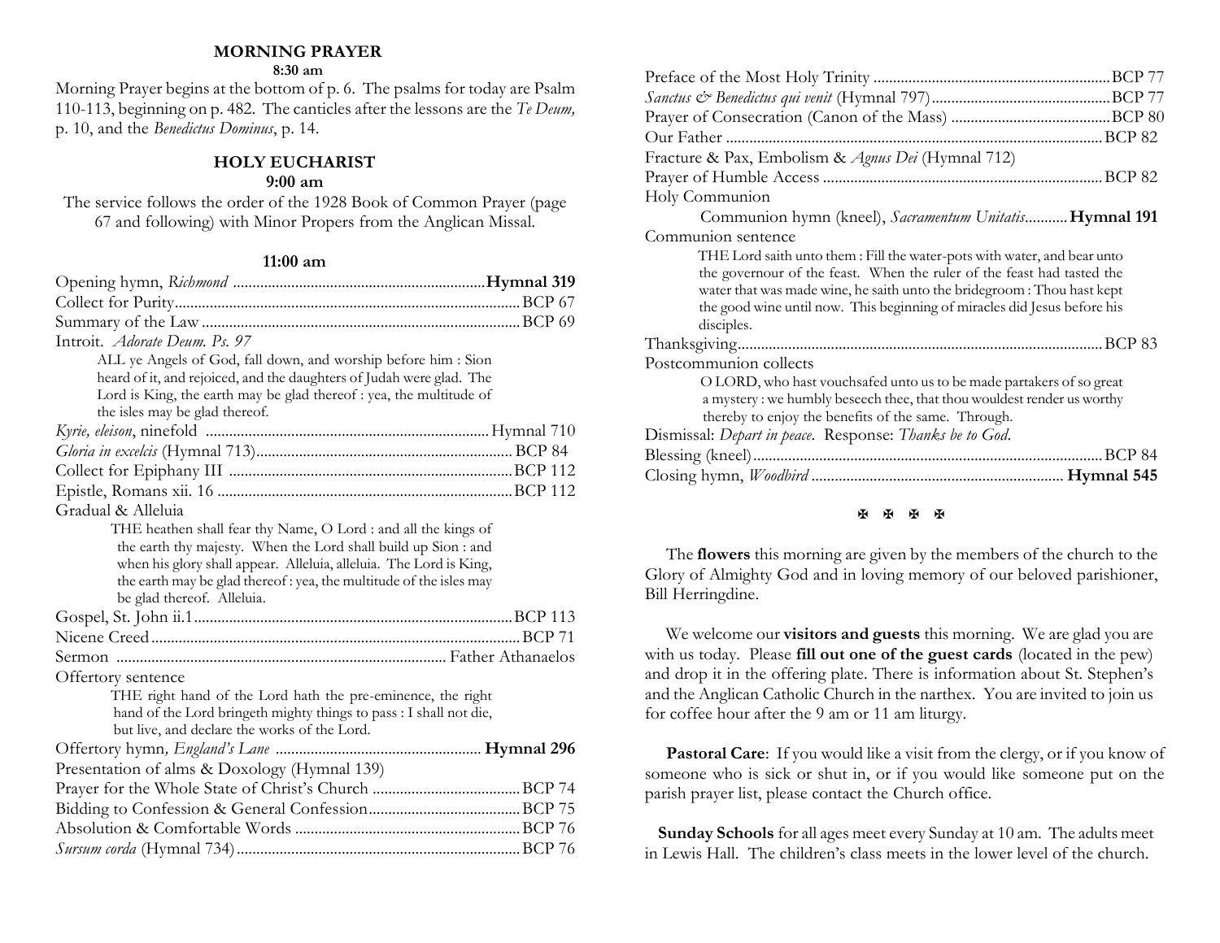## MORNING PRAYER

**8:30 am**

Morning Prayer begins at the bottom of p. 6. The psalms for today are Psalm 110-113, beginning on p. 482. The canticles after the lessons are the *Te Deum,* p. 10, and the *Benedictus Dominus*, p. 14.

## HOLY EUCHARIST

**9:00 am**

The service follows the order of the 1928 Book of Common Prayer (page 67 and following) with Minor Propers from the Anglican Missal.

**11:00 am**

Opening hymn, *Richmond* .................................................................**Hymnal 319**
Collect for Purity........................................................................................BCP 67
Summary of the Law .................................................................................BCP 69
Introit. *Adorate Deum. Ps. 97*

> ALL ye Angels of God, fall down, and worship before him : Sion heard of it, and rejoiced, and the daughters of Judah were glad. The Lord is King, the earth may be glad thereof : yea, the multitude of the isles may be glad thereof.

*Kyrie, eleison*, ninefold .........................................................................Hymnal 710
*Gloria in excelcis* (Hymnal 713)..................................................................BCP 84
Collect for Epiphany III .........................................................................BCP 112
Epistle, Romans xii. 16 ............................................................................BCP 112
Gradual & Alleluia

> THE heathen shall fear thy Name, O Lord : and all the kings of the earth thy majesty. When the Lord shall build up Sion : and when his glory shall appear. Alleluia, alleluia. The Lord is King, the earth may be glad thereof : yea, the multitude of the isles may be glad thereof. Alleluia.

Gospel, St. John ii.1.................................................................................BCP 113
Nicene Creed..............................................................................................BCP 71
Sermon .................................................................................... Father Athanaelos
Offertory sentence

> THE right hand of the Lord hath the pre-eminence, the right hand of the Lord bringeth mighty things to pass : I shall not die, but live, and declare the works of the Lord.

Offertory hymn*, England's Lane* ..................................................... **Hymnal 296**
Presentation of alms & Doxology (Hymnal 139)
Prayer for the Whole State of Christ's Church ......................................BCP 74
Bidding to Confession & General Confession.......................................BCP 75
Absolution & Comfortable Words ..........................................................BCP 76
*Sursum corda* (Hymnal 734).........................................................................BCP 76
Preface of the Most Holy Trinity .............................................................BCP 77
*Sanctus & Benedictus qui venit* (Hymnal 797)..............................................BCP 77
Prayer of Consecration (Canon of the Mass) .........................................BCP 80
Our Father ..................................................................................................BCP 82
Fracture & Pax, Embolism & *Agnus Dei* (Hymnal 712)
Prayer of Humble Access .........................................................................BCP 82
Holy Communion

> Communion hymn (kneel), *Sacramentum Unitatis*...........**Hymnal 191**

Communion sentence

> THE Lord saith unto them : Fill the water-pots with water, and bear unto the governour of the feast. When the ruler of the feast had tasted the water that was made wine, he saith unto the bridegroom : Thou hast kept the good wine until now. This beginning of miracles did Jesus before his disciples.

Thanksgiving..............................................................................................BCP 83
Postcommunion collects

> O LORD, who hast vouchsafed unto us to be made partakers of so great a mystery : we humbly beseech thee, that thou wouldest render us worthy thereby to enjoy the benefits of the same. Through.

Dismissal: *Depart in peace*. Response: *Thanks be to God*.
Blessing (kneel)..........................................................................................BCP 84
Closing hymn, *Woodbird* ................................................................. **Hymnal 545**

✠ ✠ ✠ ✠

The **flowers** this morning are given by the members of the church to the Glory of Almighty God and in loving memory of our beloved parishioner, Bill Herringdine.

We welcome our **visitors and guests** this morning. We are glad you are with us today. Please **fill out one of the guest cards** (located in the pew) and drop it in the offering plate. There is information about St. Stephen's and the Anglican Catholic Church in the narthex. You are invited to join us for coffee hour after the 9 am or 11 am liturgy.

**Pastoral Care**: If you would like a visit from the clergy, or if you know of someone who is sick or shut in, or if you would like someone put on the parish prayer list, please contact the Church office.

**Sunday Schools** for all ages meet every Sunday at 10 am. The adults meet in Lewis Hall. The children's class meets in the lower level of the church.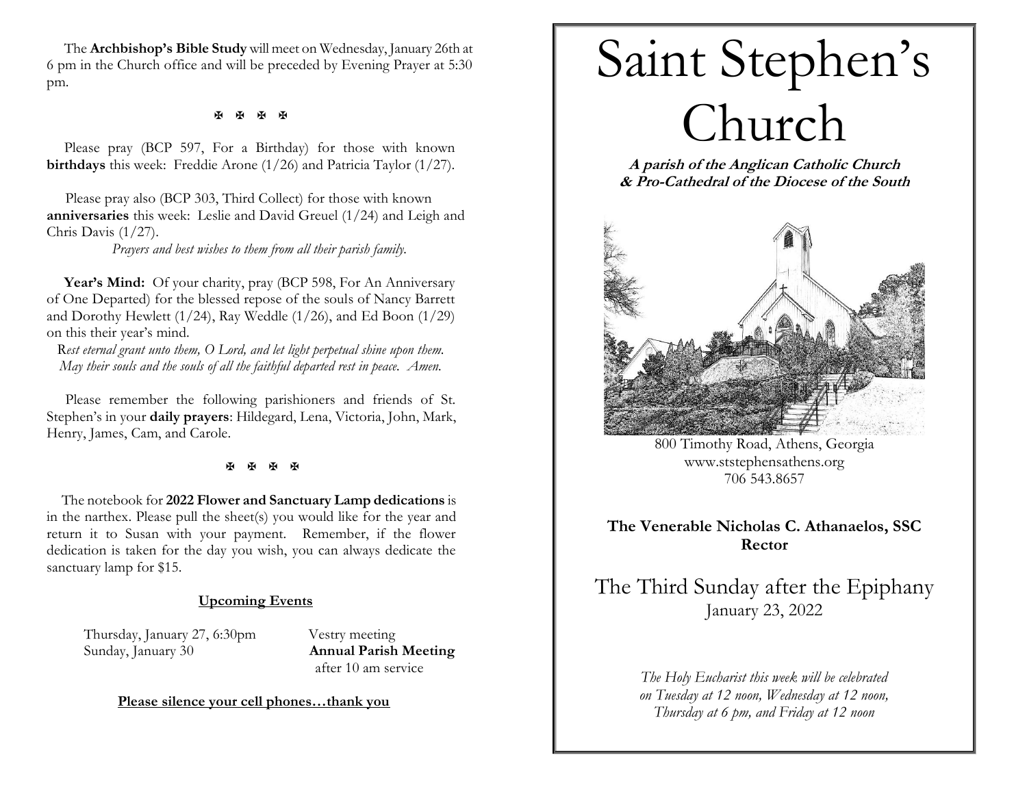The **Archbishop's Bible Study** will meet on Wednesday, January 26th at 6 pm in the Church office and will be preceded by Evening Prayer at 5:30 pm.

✠ ✠ ✠ ✠

Please pray (BCP 597, For a Birthday) for those with known **birthdays** this week: Freddie Arone (1/26) and Patricia Taylor (1/27).

Please pray also (BCP 303, Third Collect) for those with known **anniversaries** this week: Leslie and David Greuel (1/24) and Leigh and Chris Davis (1/27).

*Prayers and best wishes to them from all their parish family.*

**Year's Mind:** Of your charity, pray (BCP 598, For An Anniversary of One Departed) for the blessed repose of the souls of Nancy Barrett and Dorothy Hewlett (1/24), Ray Weddle (1/26), and Ed Boon (1/29) on this their year's mind.

*Rest eternal grant unto them, O Lord, and let light perpetual shine upon them. May their souls and the souls of all the faithful departed rest in peace. Amen.*

Please remember the following parishioners and friends of St. Stephen's in your **daily prayers**: Hildegard, Lena, Victoria, John, Mark, Henry, James, Cam, and Carole.

✠ ✠ ✠ ✠

The notebook for **2022 Flower and Sanctuary Lamp dedications** is in the narthex. Please pull the sheet(s) you would like for the year and return it to Susan with your payment. Remember, if the flower dedication is taken for the day you wish, you can always dedicate the sanctuary lamp for $15.

**Upcoming Events**

| | |
|---|---|
| Thursday, January 27, 6:30pm | Vestry meeting |
| Sunday, January 30 | **Annual Parish Meeting** after 10 am service |

**Please silence your cell phones…thank you**

# Saint Stephen's Church

***A parish of the Anglican Catholic Church & Pro-Cathedral of the Diocese of the South***

800 Timothy Road, Athens, Georgia
www.ststephensathens.org
706 543.8657

**The Venerable Nicholas C. Athanaelos, SSC**
**Rector**

## The Third Sunday after the Epiphany
January 23, 2022

*The Holy Eucharist this week will be celebrated on Tuesday at 12 noon, Wednesday at 12 noon, Thursday at 6 pm, and Friday at 12 noon*